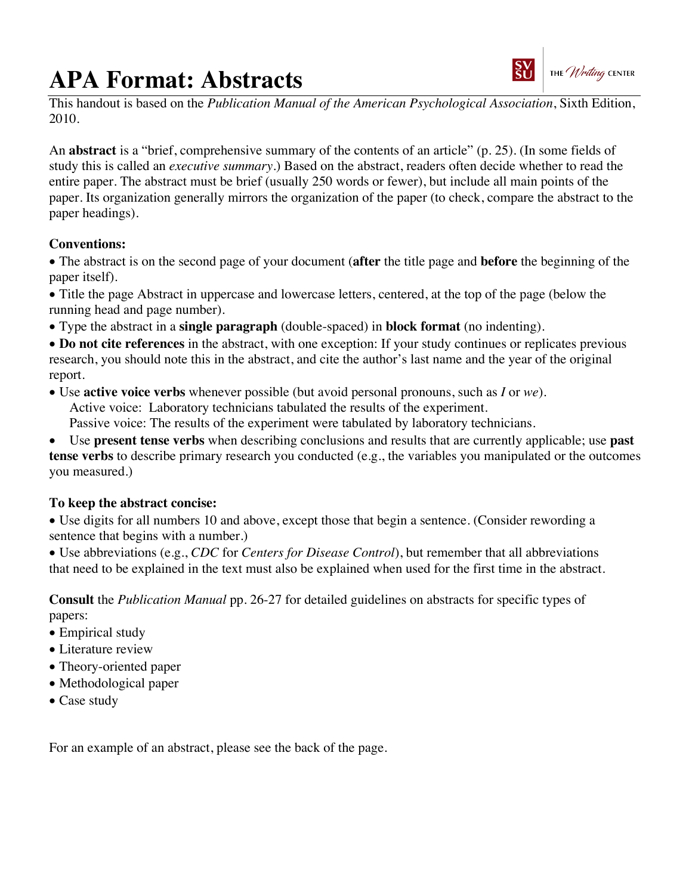# APA Format: Abstracts

This handout is based on the *Publication Manual of the American Psychological Association*, Sixth Edition, 2010.

An **abstract** is a "brief, comprehensive summary of the contents of an article" (p. 25). (In some fields of study this is called an *executive summary*.) Based on the abstract, readers often decide whether to read the entire paper. The abstract must be brief (usually 250 words or fewer), but include all main points of the paper. Its organization generally mirrors the organization of the paper (to check, compare the abstract to the paper headings).

**Conventions:**

- The abstract is on the second page of your document (**after** the title page and **before** the beginning of the paper itself).
- Title the page Abstract in uppercase and lowercase letters, centered, at the top of the page (below the running head and page number).
- Type the abstract in a **single paragraph** (double-spaced) in **block format** (no indenting).
- **Do not cite references** in the abstract, with one exception: If your study continues or replicates previous research, you should note this in the abstract, and cite the author's last name and the year of the original report.
- Use **active voice verbs** whenever possible (but avoid personal pronouns, such as *I* or *we*).
  Active voice: Laboratory technicians tabulated the results of the experiment.
  Passive voice: The results of the experiment were tabulated by laboratory technicians.
- Use **present tense verbs** when describing conclusions and results that are currently applicable; use **past tense verbs** to describe primary research you conducted (e.g., the variables you manipulated or the outcomes you measured.)

**To keep the abstract concise:**

- Use digits for all numbers 10 and above, except those that begin a sentence. (Consider rewording a sentence that begins with a number.)
- Use abbreviations (e.g., *CDC* for *Centers for Disease Control*), but remember that all abbreviations that need to be explained in the text must also be explained when used for the first time in the abstract.

**Consult** the *Publication Manual* pp. 26-27 for detailed guidelines on abstracts for specific types of papers:

- Empirical study
- Literature review
- Theory-oriented paper
- Methodological paper
- Case study

For an example of an abstract, please see the back of the page.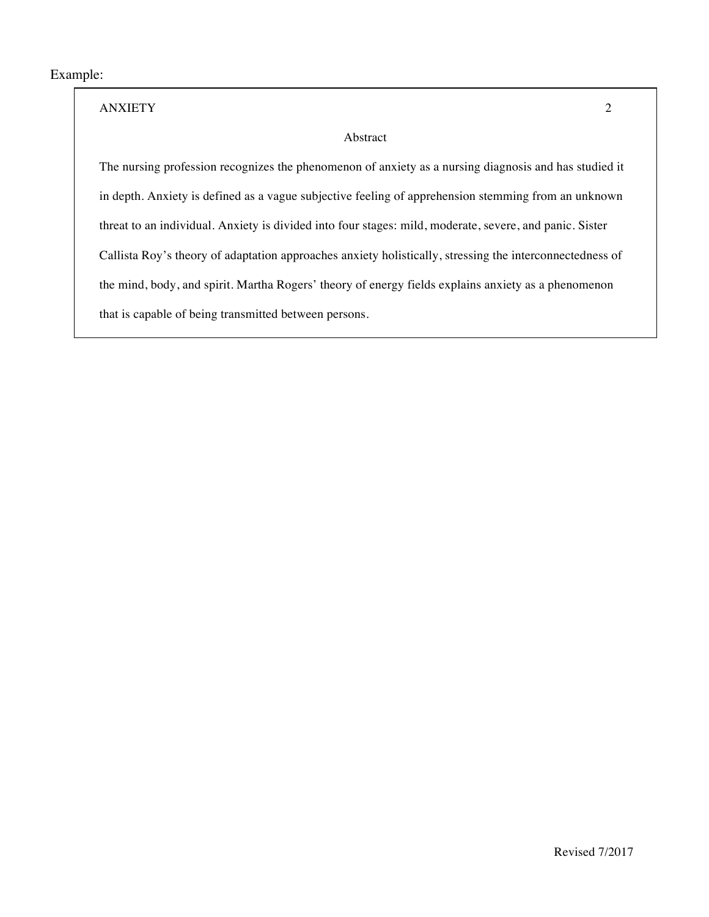Example:

ANXIETY 2

Abstract

The nursing profession recognizes the phenomenon of anxiety as a nursing diagnosis and has studied it in depth. Anxiety is defined as a vague subjective feeling of apprehension stemming from an unknown threat to an individual. Anxiety is divided into four stages: mild, moderate, severe, and panic. Sister Callista Roy's theory of adaptation approaches anxiety holistically, stressing the interconnectedness of the mind, body, and spirit. Martha Rogers' theory of energy fields explains anxiety as a phenomenon that is capable of being transmitted between persons.